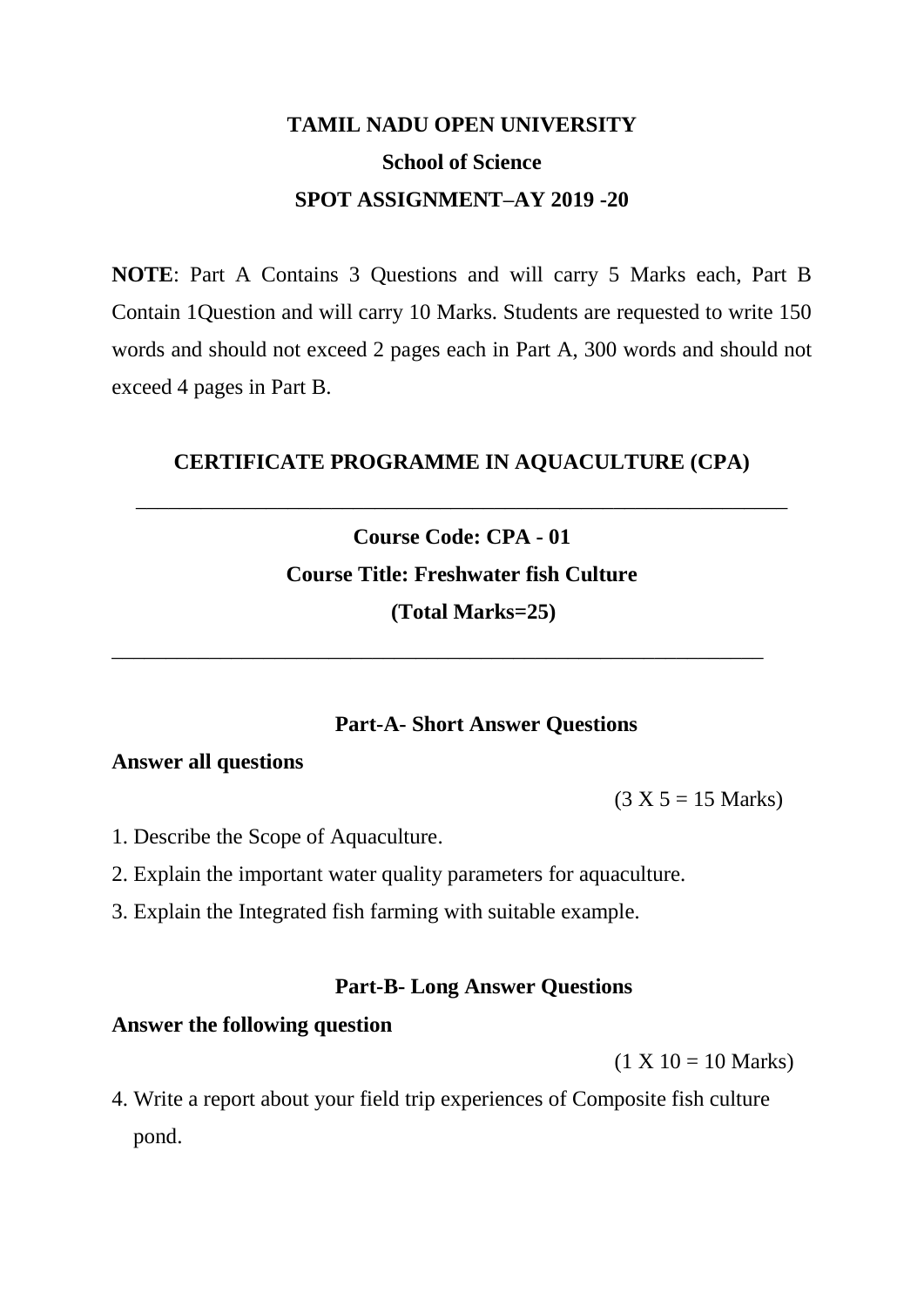# TAMIL NADU OPEN UNIVERSITY

## School of Science

## SPOT ASSIGNMENT–AY 2019 -20

**NOTE**: Part A Contains 3 Questions and will carry 5 Marks each, Part B Contain 1Question and will carry 10 Marks. Students are requested to write 150 words and should not exceed 2 pages each in Part A, 300 words and should not exceed 4 pages in Part B.

## CERTIFICATE PROGRAMME IN AQUACULTURE (CPA)

---

**Course Code: CPA - 01**

**Course Title: Freshwater fish Culture**

**(Total Marks=25)**

---

### Part-A- Short Answer Questions

**Answer all questions**

(3 X 5 = 15 Marks)

1. Describe the Scope of Aquaculture.
2. Explain the important water quality parameters for aquaculture.
3. Explain the Integrated fish farming with suitable example.

### Part-B- Long Answer Questions

**Answer the following question**

(1 X 10 = 10 Marks)

4. Write a report about your field trip experiences of Composite fish culture pond.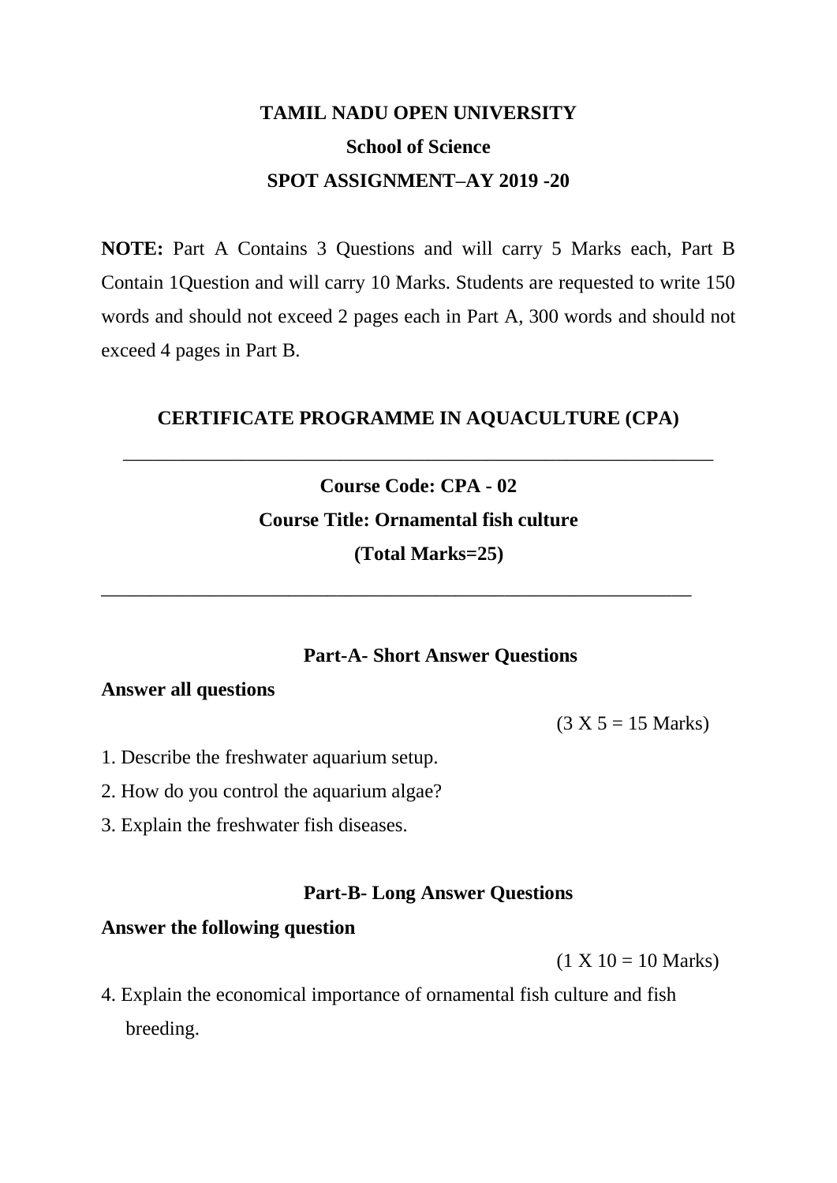# TAMIL NADU OPEN UNIVERSITY

## School of Science

## SPOT ASSIGNMENT–AY 2019 -20

**NOTE:** Part A Contains 3 Questions and will carry 5 Marks each, Part B Contain 1Question and will carry 10 Marks. Students are requested to write 150 words and should not exceed 2 pages each in Part A, 300 words and should not exceed 4 pages in Part B.

## CERTIFICATE PROGRAMME IN AQUACULTURE (CPA)

---

**Course Code: CPA - 02**

**Course Title: Ornamental fish culture**

**(Total Marks=25)**

---

### Part-A- Short Answer Questions

**Answer all questions**

(3 X 5 = 15 Marks)

1. Describe the freshwater aquarium setup.
2. How do you control the aquarium algae?
3. Explain the freshwater fish diseases.

### Part-B- Long Answer Questions

**Answer the following question**

(1 X 10 = 10 Marks)

4. Explain the economical importance of ornamental fish culture and fish breeding.